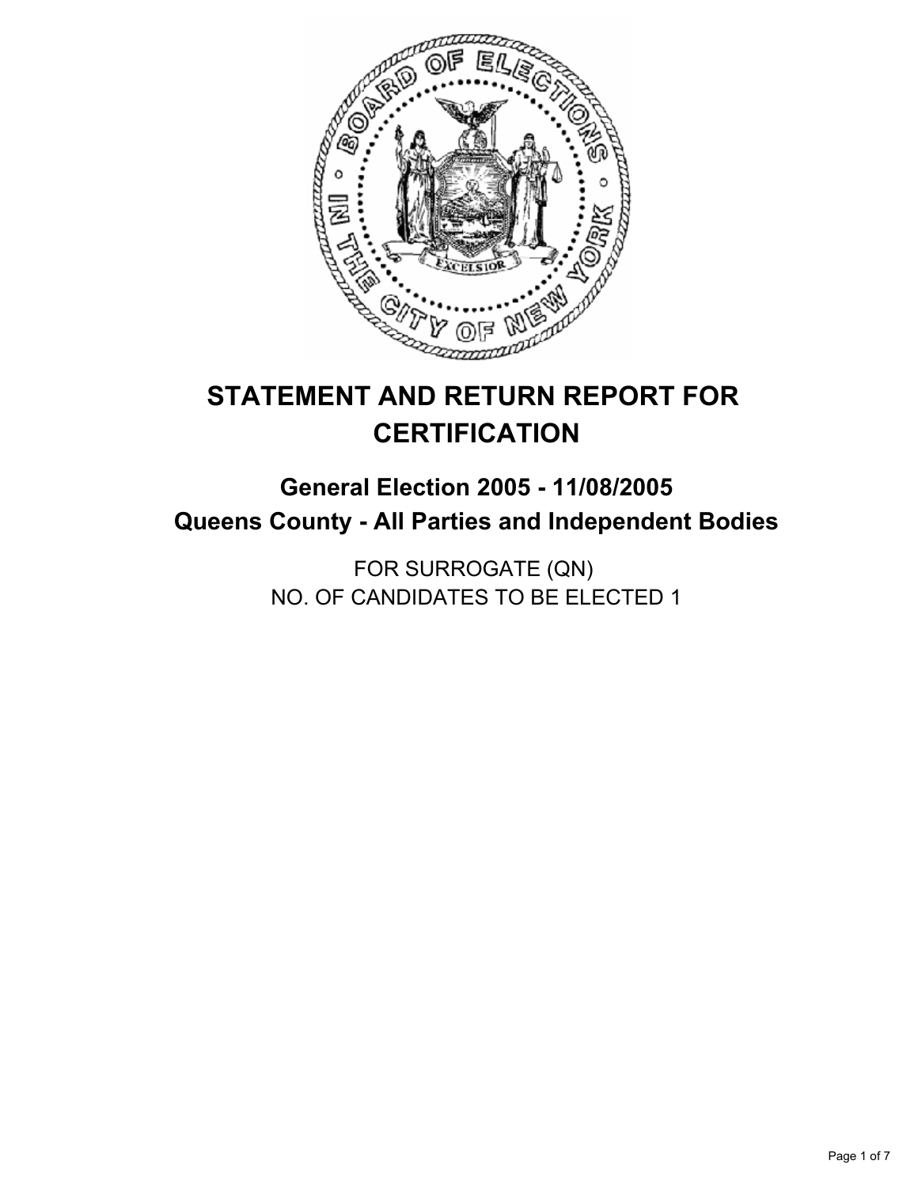# STATEMENT AND RETURN REPORT FOR CERTIFICATION

## General Election 2005 - 11/08/2005

## Queens County - All Parties and Independent Bodies

FOR SURROGATE (QN)
NO. OF CANDIDATES TO BE ELECTED 1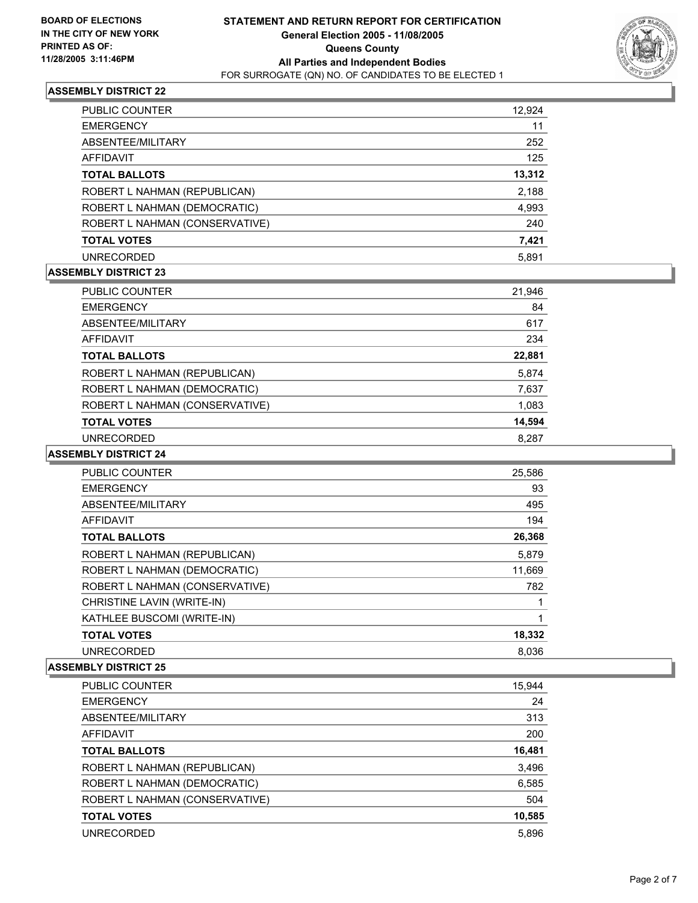**BOARD OF ELECTIONS IN THE CITY OF NEW YORK PRINTED AS OF: 11/28/2005 3:11:46PM**

# STATEMENT AND RETURN REPORT FOR CERTIFICATION

## General Election 2005 - 11/08/2005

## Queens County

## All Parties and Independent Bodies

FOR SURROGATE (QN) NO. OF CANDIDATES TO BE ELECTED 1

### ASSEMBLY DISTRICT 22

| | |
|---|---|
| PUBLIC COUNTER | 12,924 |
| EMERGENCY | 11 |
| ABSENTEE/MILITARY | 252 |
| AFFIDAVIT | 125 |
| **TOTAL BALLOTS** | **13,312** |
| ROBERT L NAHMAN (REPUBLICAN) | 2,188 |
| ROBERT L NAHMAN (DEMOCRATIC) | 4,993 |
| ROBERT L NAHMAN (CONSERVATIVE) | 240 |
| **TOTAL VOTES** | **7,421** |
| UNRECORDED | 5,891 |

### ASSEMBLY DISTRICT 23

| | |
|---|---|
| PUBLIC COUNTER | 21,946 |
| EMERGENCY | 84 |
| ABSENTEE/MILITARY | 617 |
| AFFIDAVIT | 234 |
| **TOTAL BALLOTS** | **22,881** |
| ROBERT L NAHMAN (REPUBLICAN) | 5,874 |
| ROBERT L NAHMAN (DEMOCRATIC) | 7,637 |
| ROBERT L NAHMAN (CONSERVATIVE) | 1,083 |
| **TOTAL VOTES** | **14,594** |
| UNRECORDED | 8,287 |

### ASSEMBLY DISTRICT 24

| | |
|---|---|
| PUBLIC COUNTER | 25,586 |
| EMERGENCY | 93 |
| ABSENTEE/MILITARY | 495 |
| AFFIDAVIT | 194 |
| **TOTAL BALLOTS** | **26,368** |
| ROBERT L NAHMAN (REPUBLICAN) | 5,879 |
| ROBERT L NAHMAN (DEMOCRATIC) | 11,669 |
| ROBERT L NAHMAN (CONSERVATIVE) | 782 |
| CHRISTINE LAVIN (WRITE-IN) | 1 |
| KATHLEE BUSCOMI (WRITE-IN) | 1 |
| **TOTAL VOTES** | **18,332** |
| UNRECORDED | 8,036 |

### ASSEMBLY DISTRICT 25

| | |
|---|---|
| PUBLIC COUNTER | 15,944 |
| EMERGENCY | 24 |
| ABSENTEE/MILITARY | 313 |
| AFFIDAVIT | 200 |
| **TOTAL BALLOTS** | **16,481** |
| ROBERT L NAHMAN (REPUBLICAN) | 3,496 |
| ROBERT L NAHMAN (DEMOCRATIC) | 6,585 |
| ROBERT L NAHMAN (CONSERVATIVE) | 504 |
| **TOTAL VOTES** | **10,585** |
| UNRECORDED | 5,896 |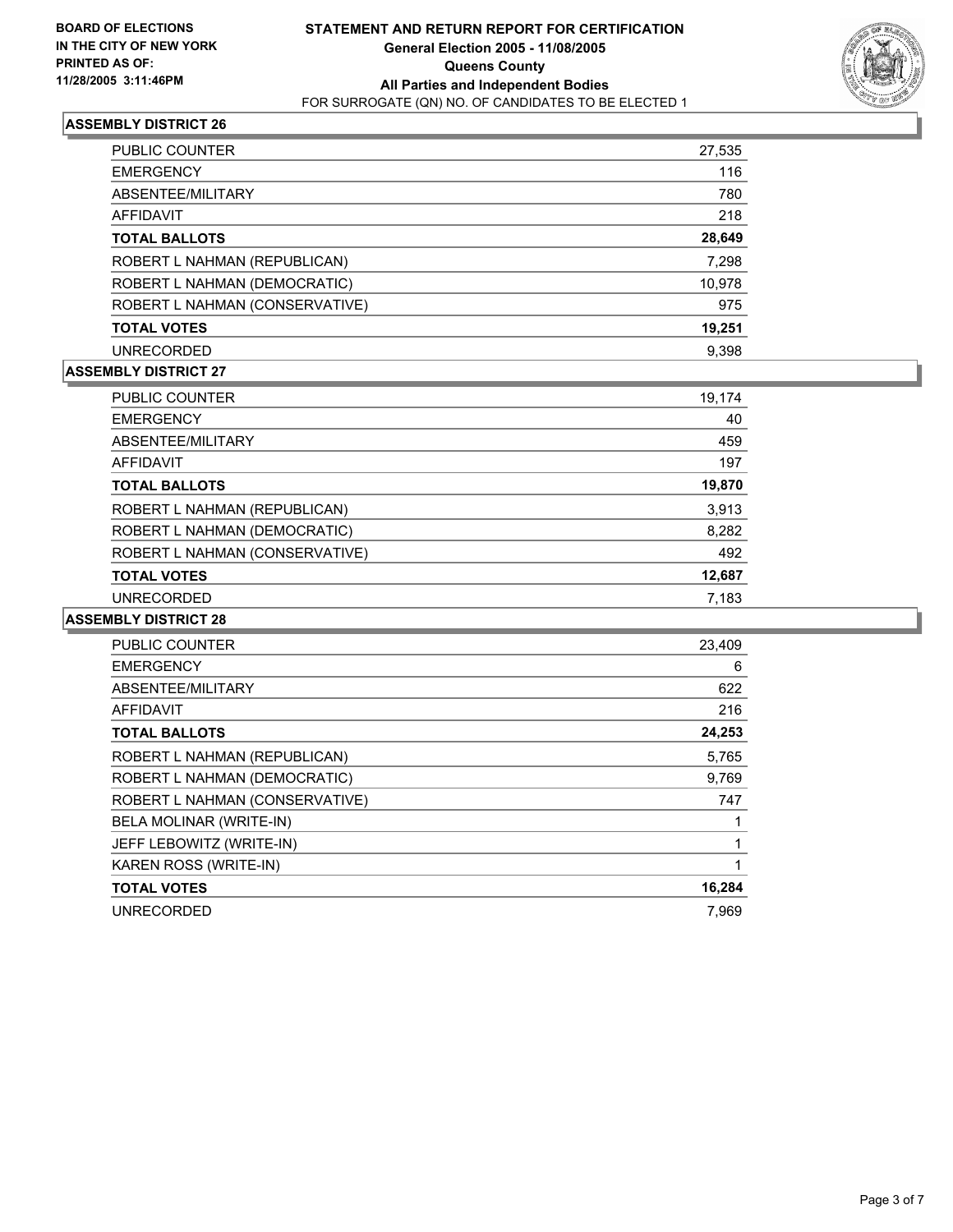**BOARD OF ELECTIONS IN THE CITY OF NEW YORK**
**PRINTED AS OF: 11/28/2005 3:11:46PM**

# STATEMENT AND RETURN REPORT FOR CERTIFICATION
## General Election 2005 - 11/08/2005
## Queens County
## All Parties and Independent Bodies
FOR SURROGATE (QN) NO. OF CANDIDATES TO BE ELECTED 1

### ASSEMBLY DISTRICT 26

| | |
|---|---|
| PUBLIC COUNTER | 27,535 |
| EMERGENCY | 116 |
| ABSENTEE/MILITARY | 780 |
| AFFIDAVIT | 218 |
| **TOTAL BALLOTS** | **28,649** |
| ROBERT L NAHMAN (REPUBLICAN) | 7,298 |
| ROBERT L NAHMAN (DEMOCRATIC) | 10,978 |
| ROBERT L NAHMAN (CONSERVATIVE) | 975 |
| **TOTAL VOTES** | **19,251** |
| UNRECORDED | 9,398 |

### ASSEMBLY DISTRICT 27

| | |
|---|---|
| PUBLIC COUNTER | 19,174 |
| EMERGENCY | 40 |
| ABSENTEE/MILITARY | 459 |
| AFFIDAVIT | 197 |
| **TOTAL BALLOTS** | **19,870** |
| ROBERT L NAHMAN (REPUBLICAN) | 3,913 |
| ROBERT L NAHMAN (DEMOCRATIC) | 8,282 |
| ROBERT L NAHMAN (CONSERVATIVE) | 492 |
| **TOTAL VOTES** | **12,687** |
| UNRECORDED | 7,183 |

### ASSEMBLY DISTRICT 28

| | |
|---|---|
| PUBLIC COUNTER | 23,409 |
| EMERGENCY | 6 |
| ABSENTEE/MILITARY | 622 |
| AFFIDAVIT | 216 |
| **TOTAL BALLOTS** | **24,253** |
| ROBERT L NAHMAN (REPUBLICAN) | 5,765 |
| ROBERT L NAHMAN (DEMOCRATIC) | 9,769 |
| ROBERT L NAHMAN (CONSERVATIVE) | 747 |
| BELA MOLINAR (WRITE-IN) | 1 |
| JEFF LEBOWITZ (WRITE-IN) | 1 |
| KAREN ROSS (WRITE-IN) | 1 |
| **TOTAL VOTES** | **16,284** |
| UNRECORDED | 7,969 |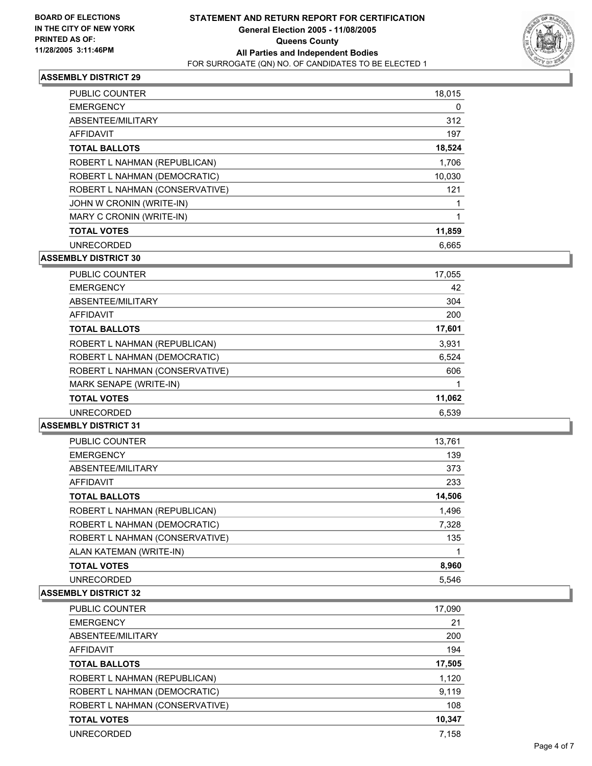**BOARD OF ELECTIONS IN THE CITY OF NEW YORK PRINTED AS OF: 11/28/2005 3:11:46PM**

# STATEMENT AND RETURN REPORT FOR CERTIFICATION
## General Election 2005 - 11/08/2005
## Queens County
## All Parties and Independent Bodies
FOR SURROGATE (QN) NO. OF CANDIDATES TO BE ELECTED 1

### ASSEMBLY DISTRICT 29

| | |
|---|---|
| PUBLIC COUNTER | 18,015 |
| EMERGENCY | 0 |
| ABSENTEE/MILITARY | 312 |
| AFFIDAVIT | 197 |
| **TOTAL BALLOTS** | **18,524** |
| ROBERT L NAHMAN (REPUBLICAN) | 1,706 |
| ROBERT L NAHMAN (DEMOCRATIC) | 10,030 |
| ROBERT L NAHMAN (CONSERVATIVE) | 121 |
| JOHN W CRONIN (WRITE-IN) | 1 |
| MARY C CRONIN (WRITE-IN) | 1 |
| **TOTAL VOTES** | **11,859** |
| UNRECORDED | 6,665 |

### ASSEMBLY DISTRICT 30

| | |
|---|---|
| PUBLIC COUNTER | 17,055 |
| EMERGENCY | 42 |
| ABSENTEE/MILITARY | 304 |
| AFFIDAVIT | 200 |
| **TOTAL BALLOTS** | **17,601** |
| ROBERT L NAHMAN (REPUBLICAN) | 3,931 |
| ROBERT L NAHMAN (DEMOCRATIC) | 6,524 |
| ROBERT L NAHMAN (CONSERVATIVE) | 606 |
| MARK SENAPE (WRITE-IN) | 1 |
| **TOTAL VOTES** | **11,062** |
| UNRECORDED | 6,539 |

### ASSEMBLY DISTRICT 31

| | |
|---|---|
| PUBLIC COUNTER | 13,761 |
| EMERGENCY | 139 |
| ABSENTEE/MILITARY | 373 |
| AFFIDAVIT | 233 |
| **TOTAL BALLOTS** | **14,506** |
| ROBERT L NAHMAN (REPUBLICAN) | 1,496 |
| ROBERT L NAHMAN (DEMOCRATIC) | 7,328 |
| ROBERT L NAHMAN (CONSERVATIVE) | 135 |
| ALAN KATEMAN (WRITE-IN) | 1 |
| **TOTAL VOTES** | **8,960** |
| UNRECORDED | 5,546 |

### ASSEMBLY DISTRICT 32

| | |
|---|---|
| PUBLIC COUNTER | 17,090 |
| EMERGENCY | 21 |
| ABSENTEE/MILITARY | 200 |
| AFFIDAVIT | 194 |
| **TOTAL BALLOTS** | **17,505** |
| ROBERT L NAHMAN (REPUBLICAN) | 1,120 |
| ROBERT L NAHMAN (DEMOCRATIC) | 9,119 |
| ROBERT L NAHMAN (CONSERVATIVE) | 108 |
| **TOTAL VOTES** | **10,347** |
| UNRECORDED | 7,158 |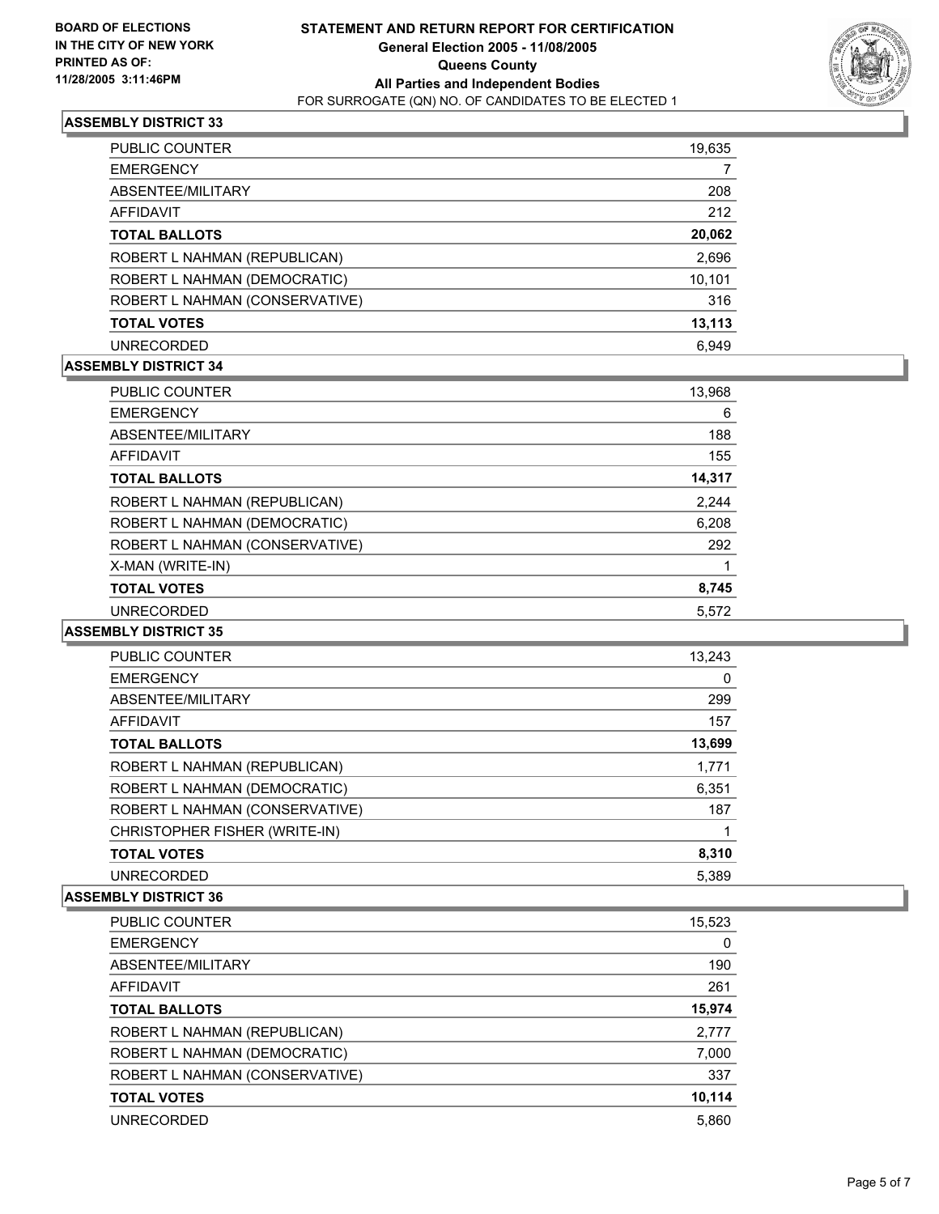**BOARD OF ELECTIONS IN THE CITY OF NEW YORK PRINTED AS OF: 11/28/2005 3:11:46PM**

# STATEMENT AND RETURN REPORT FOR CERTIFICATION
## General Election 2005 - 11/08/2005
## Queens County
## All Parties and Independent Bodies
FOR SURROGATE (QN) NO. OF CANDIDATES TO BE ELECTED 1

### ASSEMBLY DISTRICT 33

| | |
|---|---|
| PUBLIC COUNTER | 19,635 |
| EMERGENCY | 7 |
| ABSENTEE/MILITARY | 208 |
| AFFIDAVIT | 212 |
| **TOTAL BALLOTS** | **20,062** |
| ROBERT L NAHMAN (REPUBLICAN) | 2,696 |
| ROBERT L NAHMAN (DEMOCRATIC) | 10,101 |
| ROBERT L NAHMAN (CONSERVATIVE) | 316 |
| **TOTAL VOTES** | **13,113** |
| UNRECORDED | 6,949 |

### ASSEMBLY DISTRICT 34

| | |
|---|---|
| PUBLIC COUNTER | 13,968 |
| EMERGENCY | 6 |
| ABSENTEE/MILITARY | 188 |
| AFFIDAVIT | 155 |
| **TOTAL BALLOTS** | **14,317** |
| ROBERT L NAHMAN (REPUBLICAN) | 2,244 |
| ROBERT L NAHMAN (DEMOCRATIC) | 6,208 |
| ROBERT L NAHMAN (CONSERVATIVE) | 292 |
| X-MAN (WRITE-IN) | 1 |
| **TOTAL VOTES** | **8,745** |
| UNRECORDED | 5,572 |

### ASSEMBLY DISTRICT 35

| | |
|---|---|
| PUBLIC COUNTER | 13,243 |
| EMERGENCY | 0 |
| ABSENTEE/MILITARY | 299 |
| AFFIDAVIT | 157 |
| **TOTAL BALLOTS** | **13,699** |
| ROBERT L NAHMAN (REPUBLICAN) | 1,771 |
| ROBERT L NAHMAN (DEMOCRATIC) | 6,351 |
| ROBERT L NAHMAN (CONSERVATIVE) | 187 |
| CHRISTOPHER FISHER (WRITE-IN) | 1 |
| **TOTAL VOTES** | **8,310** |
| UNRECORDED | 5,389 |

### ASSEMBLY DISTRICT 36

| | |
|---|---|
| PUBLIC COUNTER | 15,523 |
| EMERGENCY | 0 |
| ABSENTEE/MILITARY | 190 |
| AFFIDAVIT | 261 |
| **TOTAL BALLOTS** | **15,974** |
| ROBERT L NAHMAN (REPUBLICAN) | 2,777 |
| ROBERT L NAHMAN (DEMOCRATIC) | 7,000 |
| ROBERT L NAHMAN (CONSERVATIVE) | 337 |
| **TOTAL VOTES** | **10,114** |
| UNRECORDED | 5,860 |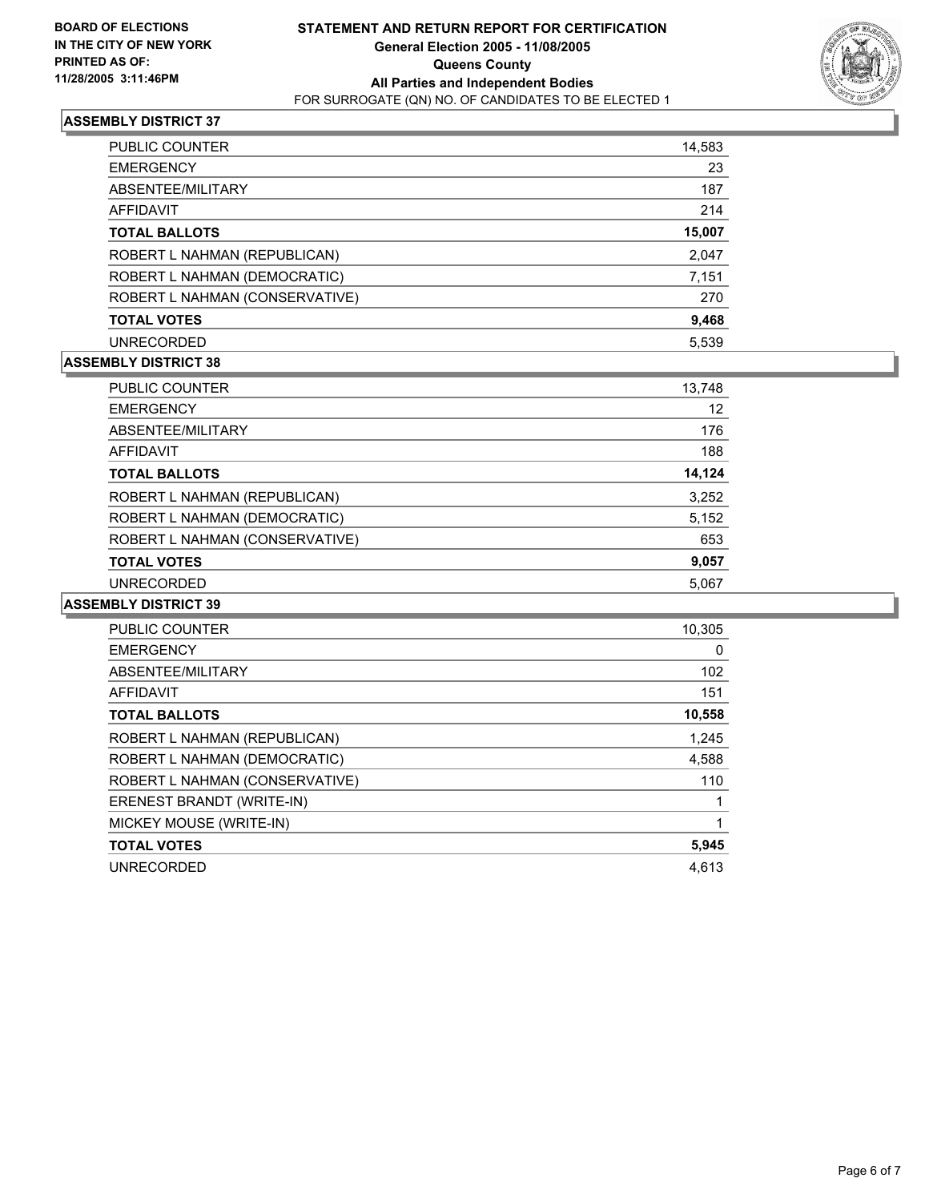**BOARD OF ELECTIONS IN THE CITY OF NEW YORK PRINTED AS OF: 11/28/2005 3:11:46PM**

# STATEMENT AND RETURN REPORT FOR CERTIFICATION
## General Election 2005 - 11/08/2005
## Queens County
## All Parties and Independent Bodies
FOR SURROGATE (QN) NO. OF CANDIDATES TO BE ELECTED 1

### ASSEMBLY DISTRICT 37

| | |
|---|---|
| PUBLIC COUNTER | 14,583 |
| EMERGENCY | 23 |
| ABSENTEE/MILITARY | 187 |
| AFFIDAVIT | 214 |
| **TOTAL BALLOTS** | **15,007** |
| ROBERT L NAHMAN (REPUBLICAN) | 2,047 |
| ROBERT L NAHMAN (DEMOCRATIC) | 7,151 |
| ROBERT L NAHMAN (CONSERVATIVE) | 270 |
| **TOTAL VOTES** | **9,468** |
| UNRECORDED | 5,539 |

### ASSEMBLY DISTRICT 38

| | |
|---|---|
| PUBLIC COUNTER | 13,748 |
| EMERGENCY | 12 |
| ABSENTEE/MILITARY | 176 |
| AFFIDAVIT | 188 |
| **TOTAL BALLOTS** | **14,124** |
| ROBERT L NAHMAN (REPUBLICAN) | 3,252 |
| ROBERT L NAHMAN (DEMOCRATIC) | 5,152 |
| ROBERT L NAHMAN (CONSERVATIVE) | 653 |
| **TOTAL VOTES** | **9,057** |
| UNRECORDED | 5,067 |

### ASSEMBLY DISTRICT 39

| | |
|---|---|
| PUBLIC COUNTER | 10,305 |
| EMERGENCY | 0 |
| ABSENTEE/MILITARY | 102 |
| AFFIDAVIT | 151 |
| **TOTAL BALLOTS** | **10,558** |
| ROBERT L NAHMAN (REPUBLICAN) | 1,245 |
| ROBERT L NAHMAN (DEMOCRATIC) | 4,588 |
| ROBERT L NAHMAN (CONSERVATIVE) | 110 |
| ERENEST BRANDT (WRITE-IN) | 1 |
| MICKEY MOUSE (WRITE-IN) | 1 |
| **TOTAL VOTES** | **5,945** |
| UNRECORDED | 4,613 |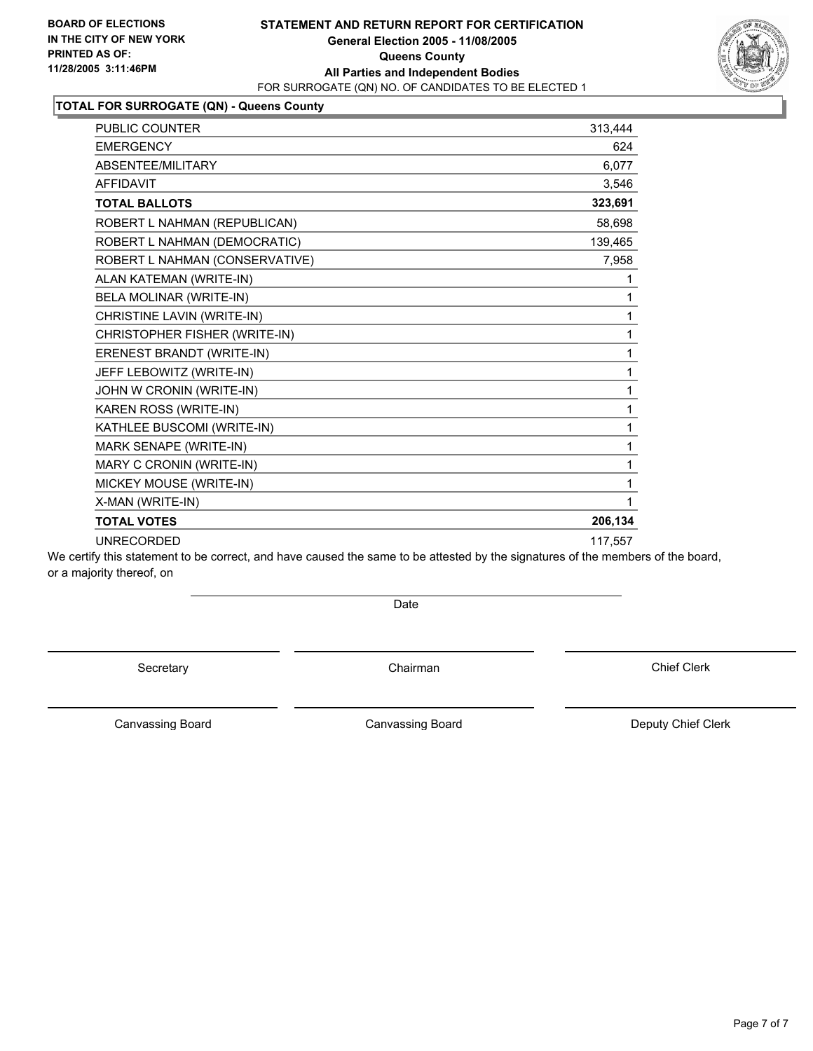**BOARD OF ELECTIONS IN THE CITY OF NEW YORK PRINTED AS OF: 11/28/2005 3:11:46PM**

# STATEMENT AND RETURN REPORT FOR CERTIFICATION

**General Election 2005 - 11/08/2005**
**Queens County**
**All Parties and Independent Bodies**
FOR SURROGATE (QN) NO. OF CANDIDATES TO BE ELECTED 1

## TOTAL FOR SURROGATE (QN) - Queens County

| | |
|---|---|
| PUBLIC COUNTER | 313,444 |
| EMERGENCY | 624 |
| ABSENTEE/MILITARY | 6,077 |
| AFFIDAVIT | 3,546 |
| **TOTAL BALLOTS** | **323,691** |
| ROBERT L NAHMAN (REPUBLICAN) | 58,698 |
| ROBERT L NAHMAN (DEMOCRATIC) | 139,465 |
| ROBERT L NAHMAN (CONSERVATIVE) | 7,958 |
| ALAN KATEMAN (WRITE-IN) | 1 |
| BELA MOLINAR (WRITE-IN) | 1 |
| CHRISTINE LAVIN (WRITE-IN) | 1 |
| CHRISTOPHER FISHER (WRITE-IN) | 1 |
| ERENEST BRANDT (WRITE-IN) | 1 |
| JEFF LEBOWITZ (WRITE-IN) | 1 |
| JOHN W CRONIN (WRITE-IN) | 1 |
| KAREN ROSS (WRITE-IN) | 1 |
| KATHLEE BUSCOMI (WRITE-IN) | 1 |
| MARK SENAPE (WRITE-IN) | 1 |
| MARY C CRONIN (WRITE-IN) | 1 |
| MICKEY MOUSE (WRITE-IN) | 1 |
| X-MAN (WRITE-IN) | 1 |
| **TOTAL VOTES** | **206,134** |
| UNRECORDED | 117,557 |

We certify this statement to be correct, and have caused the same to be attested by the signatures of the members of the board, or a majority thereof, on

Date

Secretary | Chairman | Chief Clerk

Canvassing Board | Canvassing Board | Deputy Chief Clerk